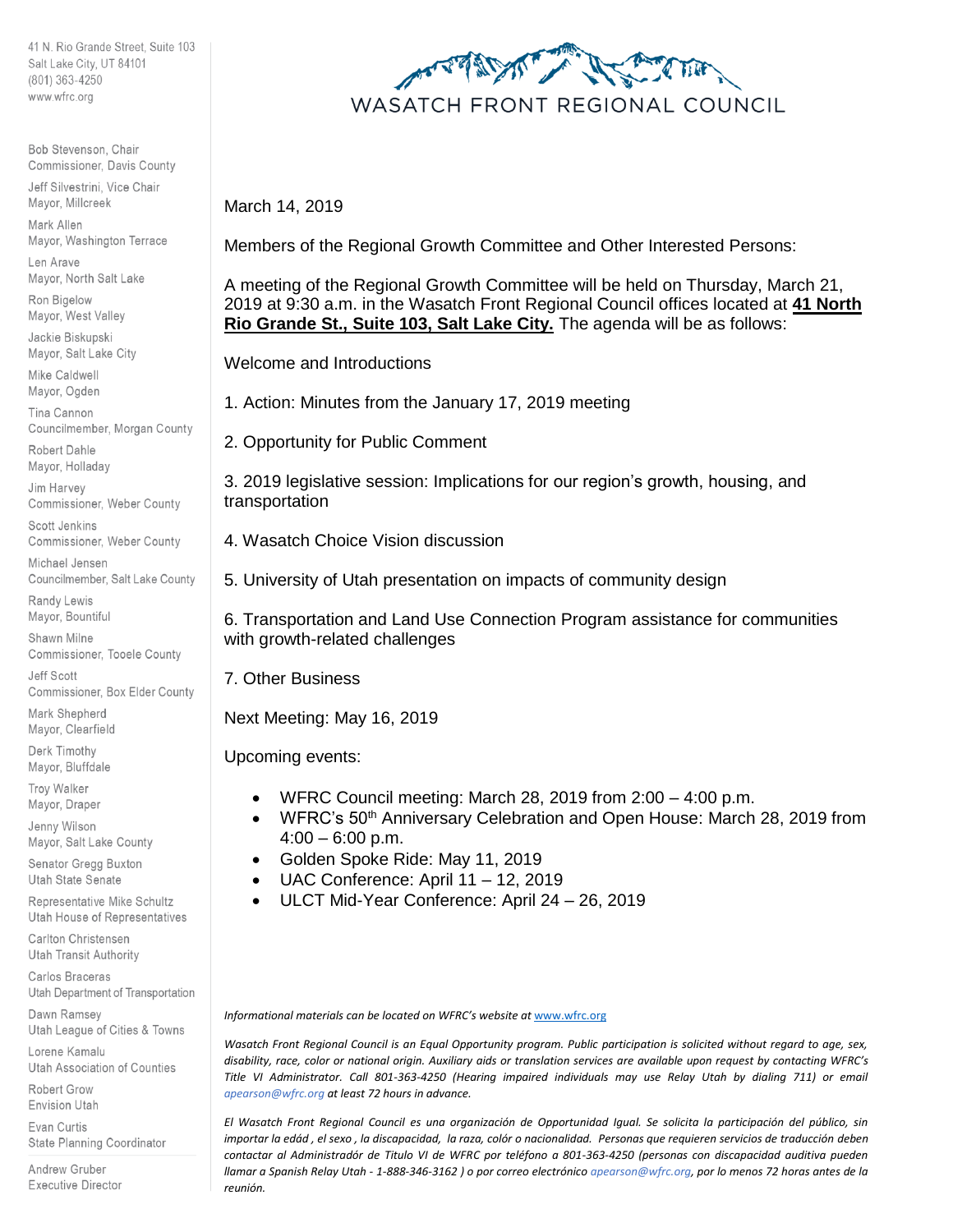41 N. Rio Grande Street, Suite 103
Salt Lake City, UT 84101
(801) 363-4250
www.wfrc.org

# WASATCH FRONT REGIONAL COUNCIL

Bob Stevenson, Chair
Commissioner, Davis County

Jeff Silvestrini, Vice Chair
Mayor, Millcreek

Mark Allen
Mayor, Washington Terrace

Len Arave
Mayor, North Salt Lake

Ron Bigelow
Mayor, West Valley

Jackie Biskupski
Mayor, Salt Lake City

Mike Caldwell
Mayor, Ogden

Tina Cannon
Councilmember, Morgan County

Robert Dahle
Mayor, Holladay

Jim Harvey
Commissioner, Weber County

Scott Jenkins
Commissioner, Weber County

Michael Jensen
Councilmember, Salt Lake County

Randy Lewis
Mayor, Bountiful

Shawn Milne
Commissioner, Tooele County

Jeff Scott
Commissioner, Box Elder County

Mark Shepherd
Mayor, Clearfield

Derk Timothy
Mayor, Bluffdale

Troy Walker
Mayor, Draper

Jenny Wilson
Mayor, Salt Lake County

Senator Gregg Buxton
Utah State Senate

Representative Mike Schultz
Utah House of Representatives

Carlton Christensen
Utah Transit Authority

Carlos Braceras
Utah Department of Transportation

Dawn Ramsey
Utah League of Cities & Towns

Lorene Kamalu
Utah Association of Counties

Robert Grow
Envision Utah

Evan Curtis
State Planning Coordinator

Andrew Gruber
Executive Director

March 14, 2019

Members of the Regional Growth Committee and Other Interested Persons:

A meeting of the Regional Growth Committee will be held on Thursday, March 21, 2019 at 9:30 a.m. in the Wasatch Front Regional Council offices located at **41 North Rio Grande St., Suite 103, Salt Lake City.** The agenda will be as follows:

Welcome and Introductions

1. Action: Minutes from the January 17, 2019 meeting

2. Opportunity for Public Comment

3. 2019 legislative session: Implications for our region's growth, housing, and transportation

4. Wasatch Choice Vision discussion

5. University of Utah presentation on impacts of community design

6. Transportation and Land Use Connection Program assistance for communities with growth-related challenges

7. Other Business

Next Meeting: May 16, 2019

Upcoming events:

- WFRC Council meeting: March 28, 2019 from 2:00 – 4:00 p.m.
- WFRC's 50th Anniversary Celebration and Open House: March 28, 2019 from 4:00 – 6:00 p.m.
- Golden Spoke Ride: May 11, 2019
- UAC Conference: April 11 – 12, 2019
- ULCT Mid-Year Conference: April 24 – 26, 2019

*Informational materials can be located on WFRC's website at www.wfrc.org*

*Wasatch Front Regional Council is an Equal Opportunity program. Public participation is solicited without regard to age, sex, disability, race, color or national origin. Auxiliary aids or translation services are available upon request by contacting WFRC's Title VI Administrator. Call 801-363-4250 (Hearing impaired individuals may use Relay Utah by dialing 711) or email apearson@wfrc.org at least 72 hours in advance.*

*El Wasatch Front Regional Council es una organización de Opportunidad Igual. Se solicita la participación del público, sin importar la eddá , el sexo , la discapacidad, la raza, colór o nacionalidad. Personas que requieren servicios de traducción deben contactar al Administradór de Titulo VI de WFRC por teléfono a 801-363-4250 (personas con discapacidad auditiva pueden llamar a Spanish Relay Utah - 1-888-346-3162 ) o por correo electrónico apearson@wfrc.org, por lo menos 72 horas antes de la reunión.*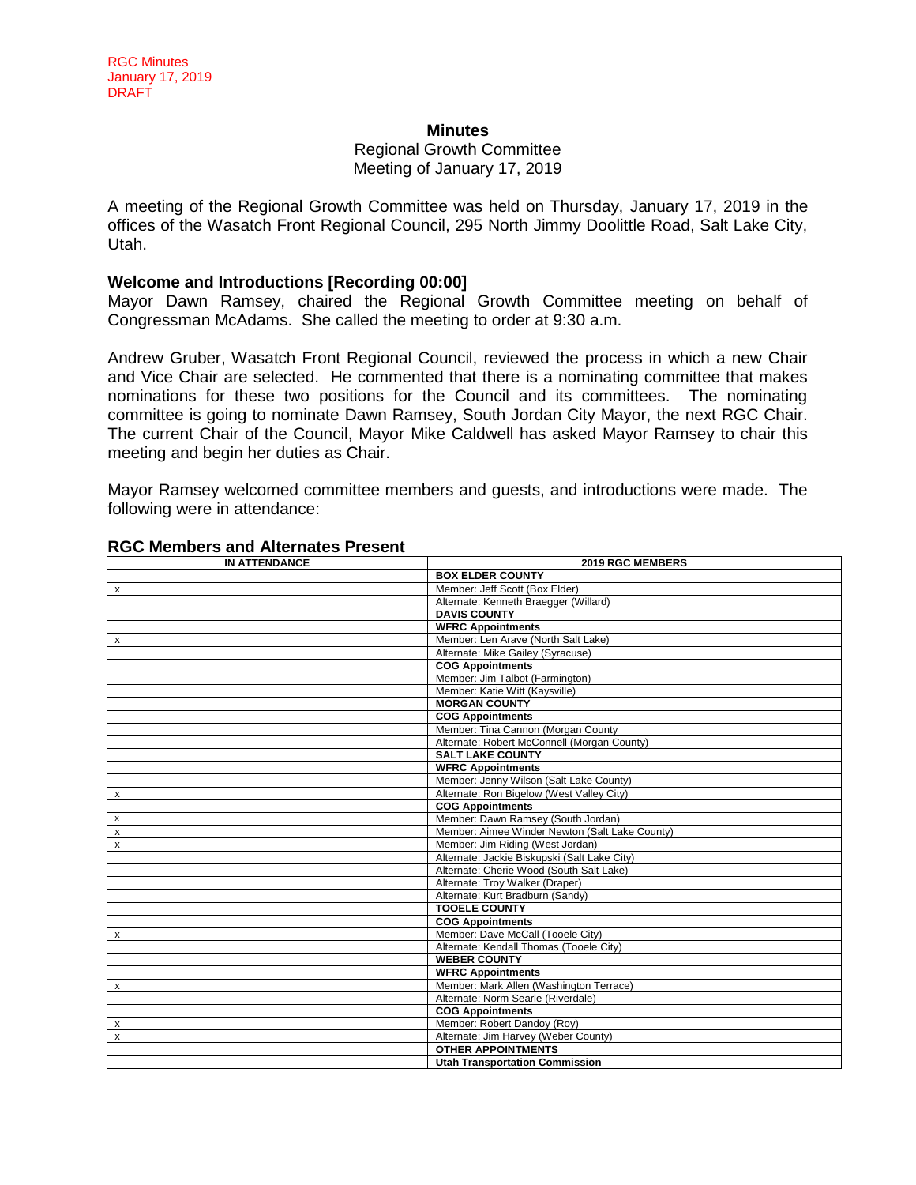RGC Minutes
January 17, 2019
DRAFT

**Minutes**

Regional Growth Committee
Meeting of January 17, 2019

A meeting of the Regional Growth Committee was held on Thursday, January 17, 2019 in the offices of the Wasatch Front Regional Council, 295 North Jimmy Doolittle Road, Salt Lake City, Utah.

### Welcome and Introductions [Recording 00:00]

Mayor Dawn Ramsey, chaired the Regional Growth Committee meeting on behalf of Congressman McAdams. She called the meeting to order at 9:30 a.m.

Andrew Gruber, Wasatch Front Regional Council, reviewed the process in which a new Chair and Vice Chair are selected. He commented that there is a nominating committee that makes nominations for these two positions for the Council and its committees. The nominating committee is going to nominate Dawn Ramsey, South Jordan City Mayor, the next RGC Chair. The current Chair of the Council, Mayor Mike Caldwell has asked Mayor Ramsey to chair this meeting and begin her duties as Chair.

Mayor Ramsey welcomed committee members and guests, and introductions were made. The following were in attendance:

### RGC Members and Alternates Present

| IN ATTENDANCE | 2019 RGC MEMBERS |
|---|---|
| | **BOX ELDER COUNTY** |
| x | Member: Jeff Scott (Box Elder) |
| | Alternate: Kenneth Braegger (Willard) |
| | **DAVIS COUNTY** |
| | **WFRC Appointments** |
| x | Member: Len Arave (North Salt Lake) |
| | Alternate: Mike Gailey (Syracuse) |
| | **COG Appointments** |
| | Member: Jim Talbot (Farmington) |
| | Member: Katie Witt (Kaysville) |
| | **MORGAN COUNTY** |
| | **COG Appointments** |
| | Member: Tina Cannon (Morgan County |
| | Alternate: Robert McConnell (Morgan County) |
| | **SALT LAKE COUNTY** |
| | **WFRC Appointments** |
| | Member: Jenny Wilson (Salt Lake County) |
| x | Alternate: Ron Bigelow (West Valley City) |
| | **COG Appointments** |
| x | Member: Dawn Ramsey (South Jordan) |
| x | Member: Aimee Winder Newton (Salt Lake County) |
| x | Member: Jim Riding (West Jordan) |
| | Alternate: Jackie Biskupski (Salt Lake City) |
| | Alternate: Cherie Wood (South Salt Lake) |
| | Alternate: Troy Walker (Draper) |
| | Alternate: Kurt Bradburn (Sandy) |
| | **TOOELE COUNTY** |
| | **COG Appointments** |
| x | Member: Dave McCall (Tooele City) |
| | Alternate: Kendall Thomas (Tooele City) |
| | **WEBER COUNTY** |
| | **WFRC Appointments** |
| x | Member: Mark Allen (Washington Terrace) |
| | Alternate: Norm Searle (Riverdale) |
| | **COG Appointments** |
| x | Member: Robert Dandoy (Roy) |
| x | Alternate: Jim Harvey (Weber County) |
| | **OTHER APPOINTMENTS** |
| | **Utah Transportation Commission** |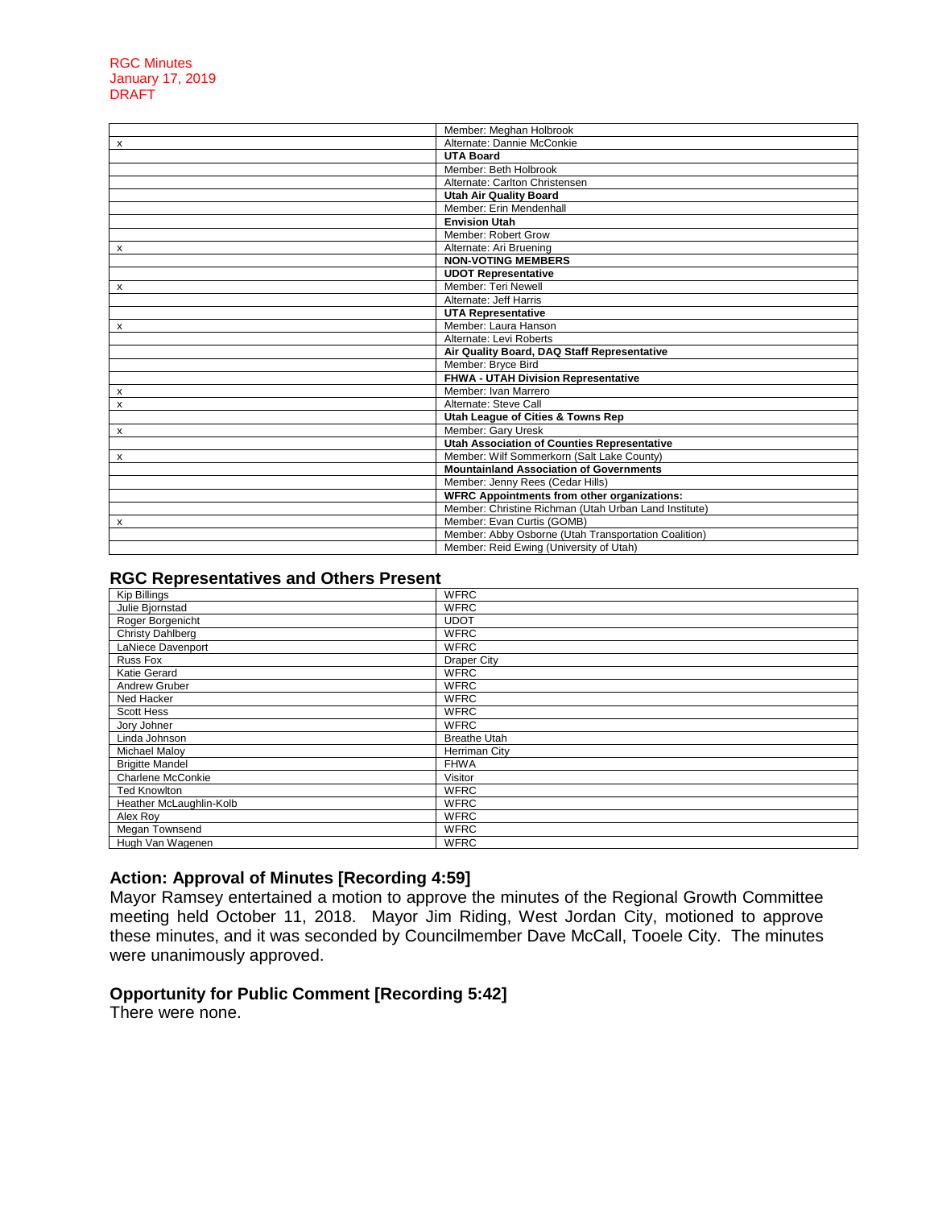RGC Minutes
January 17, 2019
DRAFT

| | |
|---|---|
| | Member: Meghan Holbrook |
| x | Alternate: Dannie McConkie |
| | **UTA Board** |
| | Member: Beth Holbrook |
| | Alternate: Carlton Christensen |
| | **Utah Air Quality Board** |
| | Member: Erin Mendenhall |
| | **Envision Utah** |
| | Member: Robert Grow |
| x | Alternate: Ari Bruening |
| | **NON-VOTING MEMBERS** |
| | **UDOT Representative** |
| x | Member: Teri Newell |
| | Alternate: Jeff Harris |
| | **UTA Representative** |
| x | Member: Laura Hanson |
| | Alternate: Levi Roberts |
| | **Air Quality Board, DAQ Staff Representative** |
| | Member: Bryce Bird |
| | **FHWA - UTAH Division Representative** |
| x | Member: Ivan Marrero |
| x | Alternate: Steve Call |
| | **Utah League of Cities & Towns Rep** |
| x | Member: Gary Uresk |
| | **Utah Association of Counties Representative** |
| x | Member: Wilf Sommerkorn (Salt Lake County) |
| | **Mountainland Association of Governments** |
| | Member: Jenny Rees (Cedar Hills) |
| | **WFRC Appointments from other organizations:** |
| | Member: Christine Richman (Utah Urban Land Institute) |
| x | Member: Evan Curtis (GOMB) |
| | Member: Abby Osborne (Utah Transportation Coalition) |
| | Member: Reid Ewing (University of Utah) |

## RGC Representatives and Others Present

| | |
|---|---|
| Kip Billings | WFRC |
| Julie Bjornstad | WFRC |
| Roger Borgenicht | UDOT |
| Christy Dahlberg | WFRC |
| LaNiece Davenport | WFRC |
| Russ Fox | Draper City |
| Katie Gerard | WFRC |
| Andrew Gruber | WFRC |
| Ned Hacker | WFRC |
| Scott Hess | WFRC |
| Jory Johner | WFRC |
| Linda Johnson | Breathe Utah |
| Michael Maloy | Herriman City |
| Brigitte Mandel | FHWA |
| Charlene McConkie | Visitor |
| Ted Knowlton | WFRC |
| Heather McLaughlin-Kolb | WFRC |
| Alex Roy | WFRC |
| Megan Townsend | WFRC |
| Hugh Van Wagenen | WFRC |

## Action: Approval of Minutes [Recording 4:59]

Mayor Ramsey entertained a motion to approve the minutes of the Regional Growth Committee meeting held October 11, 2018. Mayor Jim Riding, West Jordan City, motioned to approve these minutes, and it was seconded by Councilmember Dave McCall, Tooele City. The minutes were unanimously approved.

## Opportunity for Public Comment [Recording 5:42]

There were none.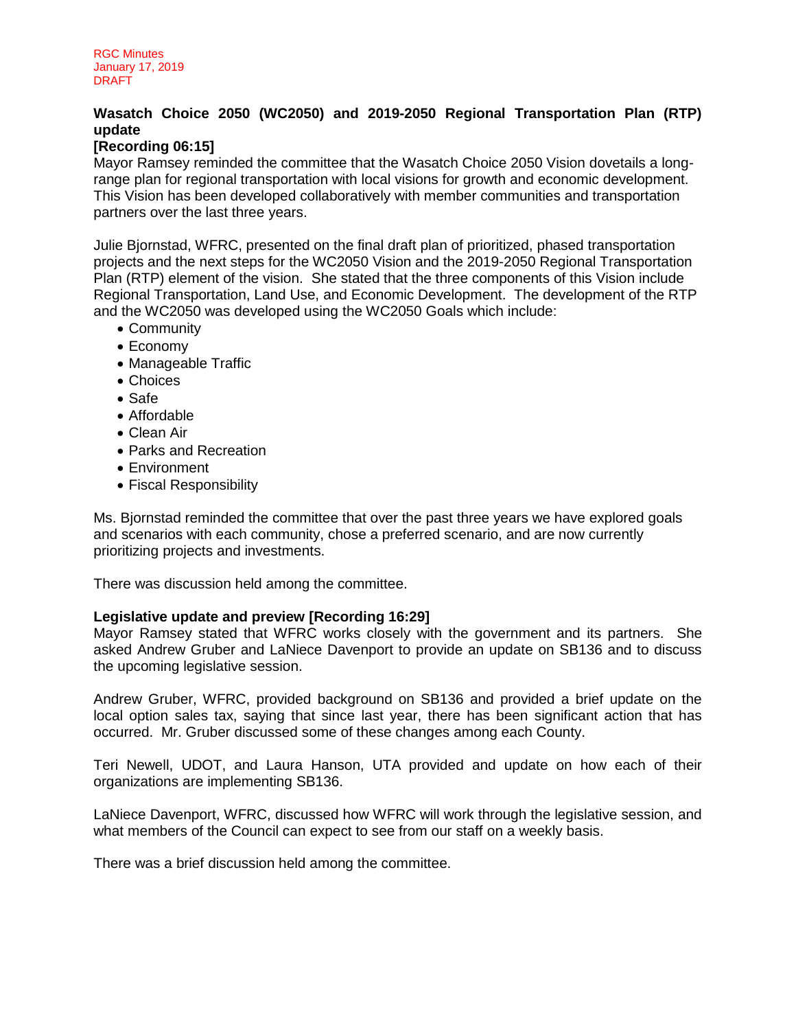**Wasatch Choice 2050 (WC2050) and 2019-2050 Regional Transportation Plan (RTP) update**
**[Recording 06:15]**

Mayor Ramsey reminded the committee that the Wasatch Choice 2050 Vision dovetails a long-range plan for regional transportation with local visions for growth and economic development. This Vision has been developed collaboratively with member communities and transportation partners over the last three years.

Julie Bjornstad, WFRC, presented on the final draft plan of prioritized, phased transportation projects and the next steps for the WC2050 Vision and the 2019-2050 Regional Transportation Plan (RTP) element of the vision. She stated that the three components of this Vision include Regional Transportation, Land Use, and Economic Development. The development of the RTP and the WC2050 was developed using the WC2050 Goals which include:

- Community
- Economy
- Manageable Traffic
- Choices
- Safe
- Affordable
- Clean Air
- Parks and Recreation
- Environment
- Fiscal Responsibility

Ms. Bjornstad reminded the committee that over the past three years we have explored goals and scenarios with each community, chose a preferred scenario, and are now currently prioritizing projects and investments.

There was discussion held among the committee.

**Legislative update and preview [Recording 16:29]**

Mayor Ramsey stated that WFRC works closely with the government and its partners. She asked Andrew Gruber and LaNiece Davenport to provide an update on SB136 and to discuss the upcoming legislative session.

Andrew Gruber, WFRC, provided background on SB136 and provided a brief update on the local option sales tax, saying that since last year, there has been significant action that has occurred. Mr. Gruber discussed some of these changes among each County.

Teri Newell, UDOT, and Laura Hanson, UTA provided and update on how each of their organizations are implementing SB136.

LaNiece Davenport, WFRC, discussed how WFRC will work through the legislative session, and what members of the Council can expect to see from our staff on a weekly basis.

There was a brief discussion held among the committee.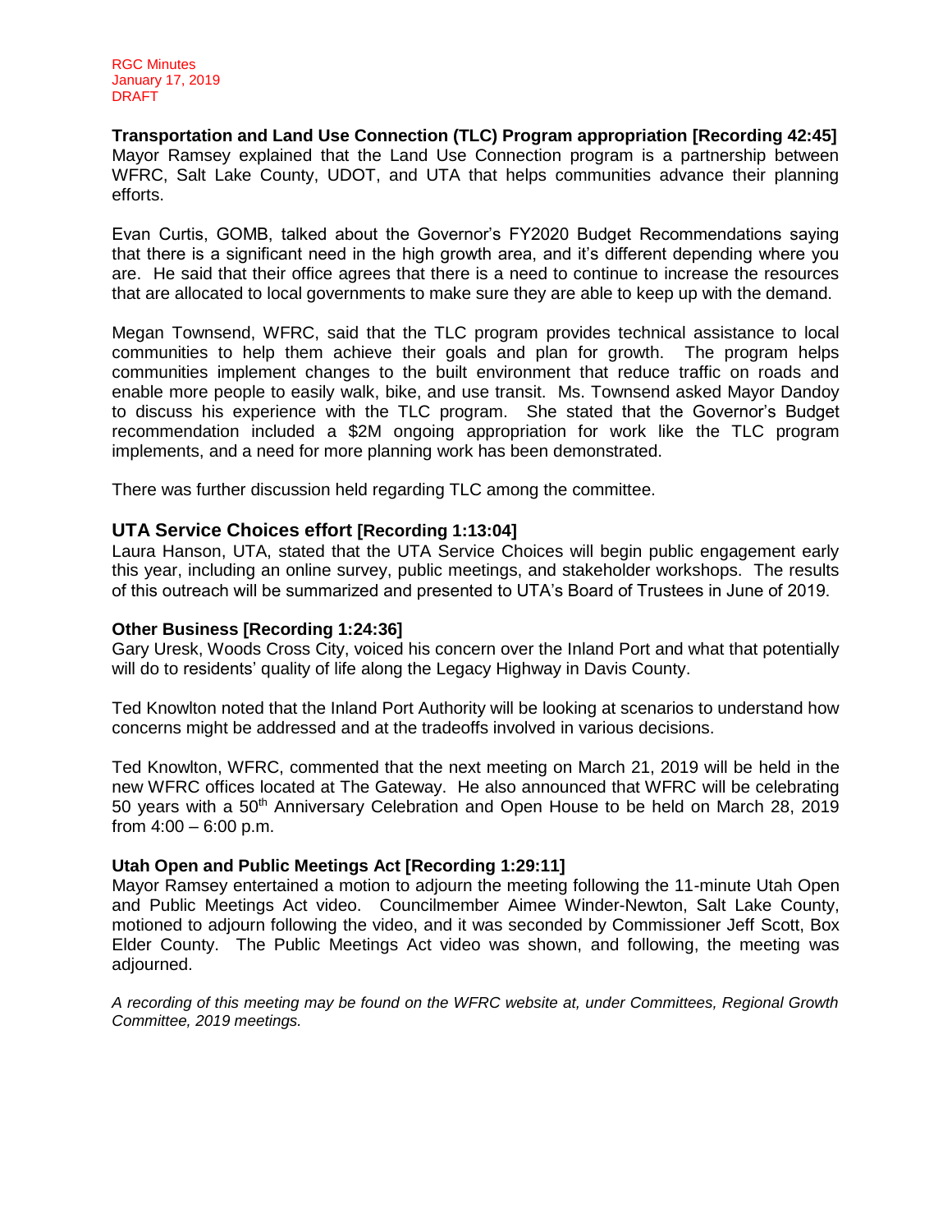**Transportation and Land Use Connection (TLC) Program appropriation [Recording 42:45]**
Mayor Ramsey explained that the Land Use Connection program is a partnership between WFRC, Salt Lake County, UDOT, and UTA that helps communities advance their planning efforts.

Evan Curtis, GOMB, talked about the Governor's FY2020 Budget Recommendations saying that there is a significant need in the high growth area, and it's different depending where you are. He said that their office agrees that there is a need to continue to increase the resources that are allocated to local governments to make sure they are able to keep up with the demand.

Megan Townsend, WFRC, said that the TLC program provides technical assistance to local communities to help them achieve their goals and plan for growth. The program helps communities implement changes to the built environment that reduce traffic on roads and enable more people to easily walk, bike, and use transit. Ms. Townsend asked Mayor Dandoy to discuss his experience with the TLC program. She stated that the Governor's Budget recommendation included a $2M ongoing appropriation for work like the TLC program implements, and a need for more planning work has been demonstrated.

There was further discussion held regarding TLC among the committee.

## UTA Service Choices effort [Recording 1:13:04]

Laura Hanson, UTA, stated that the UTA Service Choices will begin public engagement early this year, including an online survey, public meetings, and stakeholder workshops. The results of this outreach will be summarized and presented to UTA's Board of Trustees in June of 2019.

**Other Business [Recording 1:24:36]**
Gary Uresk, Woods Cross City, voiced his concern over the Inland Port and what that potentially will do to residents' quality of life along the Legacy Highway in Davis County.

Ted Knowlton noted that the Inland Port Authority will be looking at scenarios to understand how concerns might be addressed and at the tradeoffs involved in various decisions.

Ted Knowlton, WFRC, commented that the next meeting on March 21, 2019 will be held in the new WFRC offices located at The Gateway. He also announced that WFRC will be celebrating 50 years with a 50th Anniversary Celebration and Open House to be held on March 28, 2019 from 4:00 – 6:00 p.m.

**Utah Open and Public Meetings Act [Recording 1:29:11]**
Mayor Ramsey entertained a motion to adjourn the meeting following the 11-minute Utah Open and Public Meetings Act video. Councilmember Aimee Winder-Newton, Salt Lake County, motioned to adjourn following the video, and it was seconded by Commissioner Jeff Scott, Box Elder County. The Public Meetings Act video was shown, and following, the meeting was adjourned.

*A recording of this meeting may be found on the WFRC website at, under Committees, Regional Growth Committee, 2019 meetings.*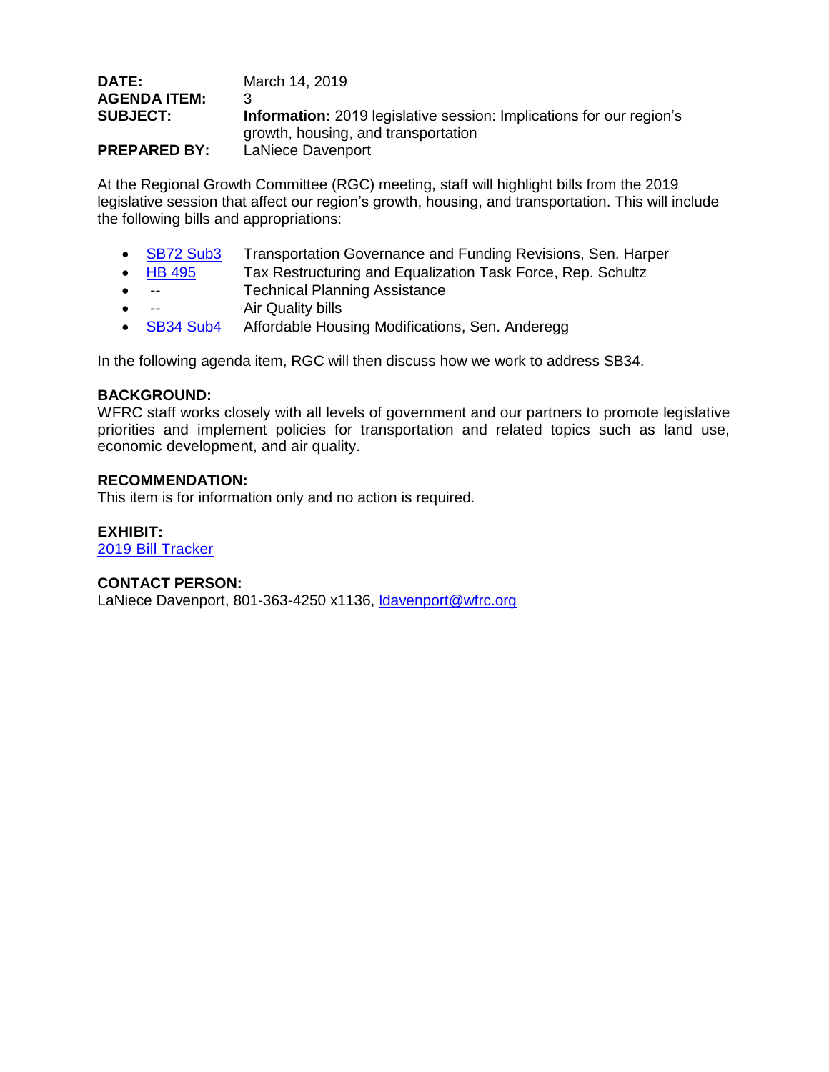**DATE:** March 14, 2019
**AGENDA ITEM:** 3
**SUBJECT:** **Information:** 2019 legislative session: Implications for our region's growth, housing, and transportation
**PREPARED BY:** LaNiece Davenport

At the Regional Growth Committee (RGC) meeting, staff will highlight bills from the 2019 legislative session that affect our region's growth, housing, and transportation. This will include the following bills and appropriations:

- SB72 Sub3 Transportation Governance and Funding Revisions, Sen. Harper
- HB 495 Tax Restructuring and Equalization Task Force, Rep. Schultz
- -- Technical Planning Assistance
- -- Air Quality bills
- SB34 Sub4 Affordable Housing Modifications, Sen. Anderegg

In the following agenda item, RGC will then discuss how we work to address SB34.

**BACKGROUND:**
WFRC staff works closely with all levels of government and our partners to promote legislative priorities and implement policies for transportation and related topics such as land use, economic development, and air quality.

**RECOMMENDATION:**
This item is for information only and no action is required.

**EXHIBIT:**
2019 Bill Tracker

**CONTACT PERSON:**
LaNiece Davenport, 801-363-4250 x1136, ldavenport@wfrc.org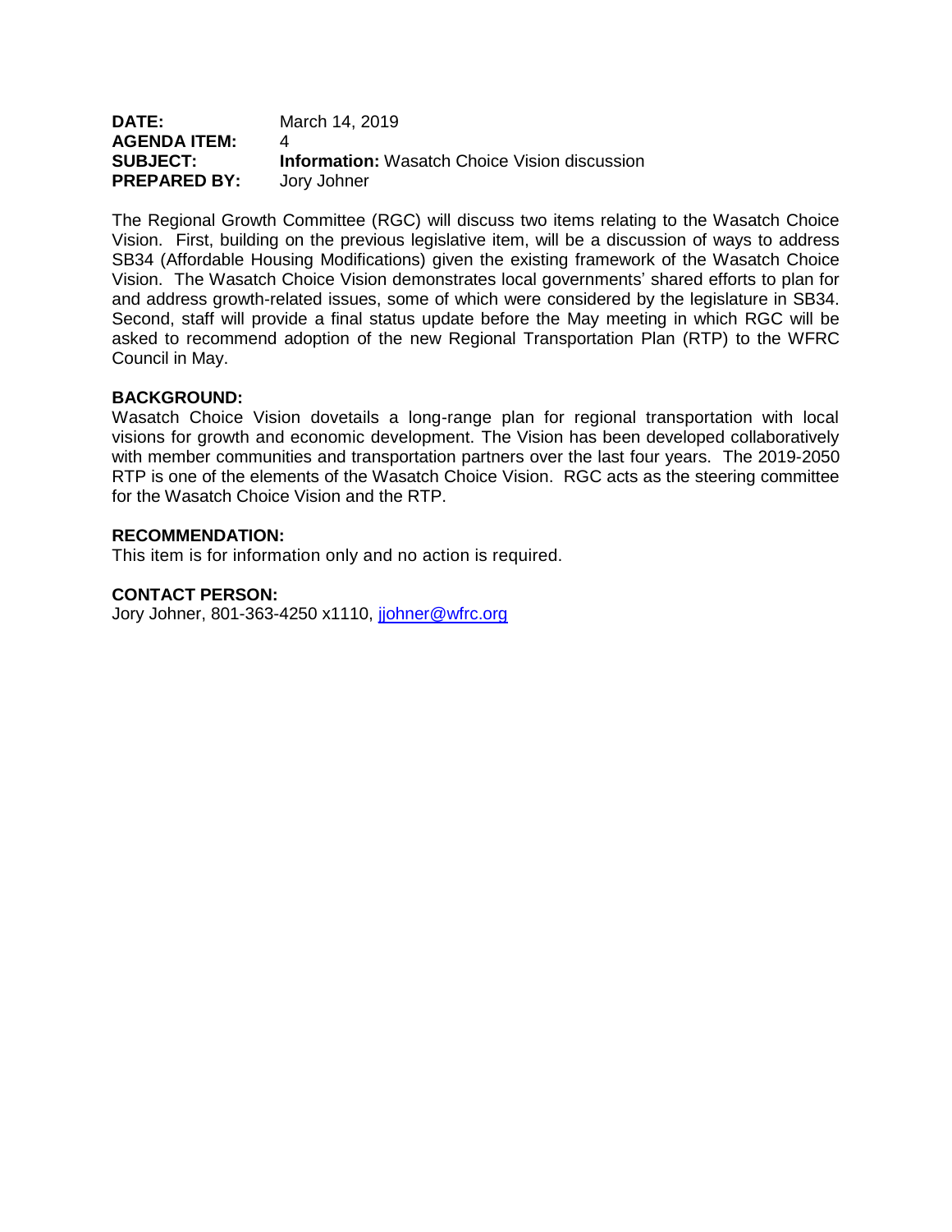**DATE:** March 14, 2019
**AGENDA ITEM:** 4
**SUBJECT:** **Information:** Wasatch Choice Vision discussion
**PREPARED BY:** Jory Johner

The Regional Growth Committee (RGC) will discuss two items relating to the Wasatch Choice Vision. First, building on the previous legislative item, will be a discussion of ways to address SB34 (Affordable Housing Modifications) given the existing framework of the Wasatch Choice Vision. The Wasatch Choice Vision demonstrates local governments' shared efforts to plan for and address growth-related issues, some of which were considered by the legislature in SB34. Second, staff will provide a final status update before the May meeting in which RGC will be asked to recommend adoption of the new Regional Transportation Plan (RTP) to the WFRC Council in May.

**BACKGROUND:**
Wasatch Choice Vision dovetails a long-range plan for regional transportation with local visions for growth and economic development. The Vision has been developed collaboratively with member communities and transportation partners over the last four years. The 2019-2050 RTP is one of the elements of the Wasatch Choice Vision. RGC acts as the steering committee for the Wasatch Choice Vision and the RTP.

**RECOMMENDATION:**
This item is for information only and no action is required.

**CONTACT PERSON:**
Jory Johner, 801-363-4250 x1110, jjohner@wfrc.org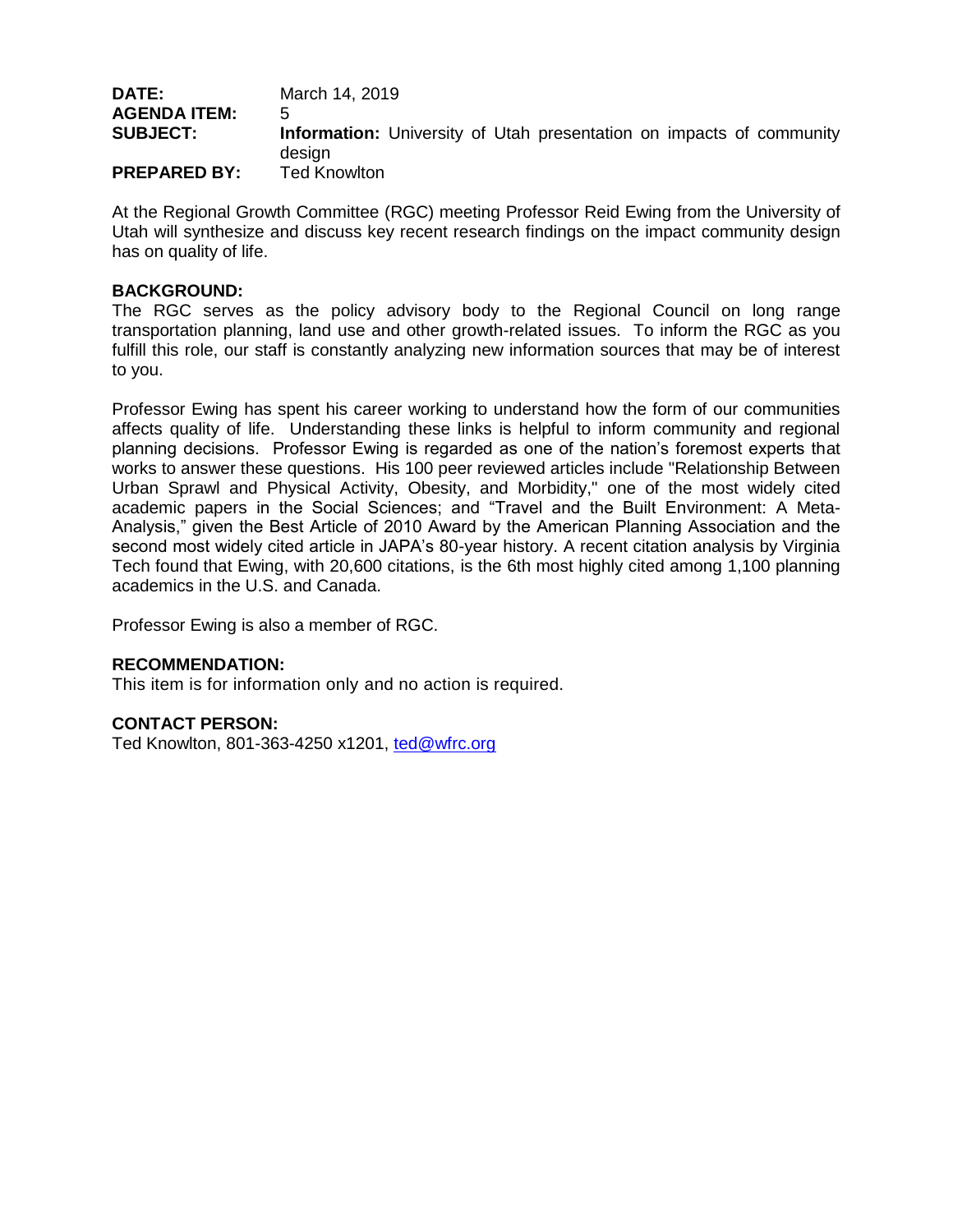**DATE:** March 14, 2019
**AGENDA ITEM:** 5
**SUBJECT:** **Information:** University of Utah presentation on impacts of community design
**PREPARED BY:** Ted Knowlton

At the Regional Growth Committee (RGC) meeting Professor Reid Ewing from the University of Utah will synthesize and discuss key recent research findings on the impact community design has on quality of life.

**BACKGROUND:**
The RGC serves as the policy advisory body to the Regional Council on long range transportation planning, land use and other growth-related issues. To inform the RGC as you fulfill this role, our staff is constantly analyzing new information sources that may be of interest to you.

Professor Ewing has spent his career working to understand how the form of our communities affects quality of life. Understanding these links is helpful to inform community and regional planning decisions. Professor Ewing is regarded as one of the nation's foremost experts that works to answer these questions. His 100 peer reviewed articles include "Relationship Between Urban Sprawl and Physical Activity, Obesity, and Morbidity," one of the most widely cited academic papers in the Social Sciences; and "Travel and the Built Environment: A Meta-Analysis," given the Best Article of 2010 Award by the American Planning Association and the second most widely cited article in JAPA's 80-year history. A recent citation analysis by Virginia Tech found that Ewing, with 20,600 citations, is the 6th most highly cited among 1,100 planning academics in the U.S. and Canada.

Professor Ewing is also a member of RGC.

**RECOMMENDATION:**
This item is for information only and no action is required.

**CONTACT PERSON:**
Ted Knowlton, 801-363-4250 x1201, ted@wfrc.org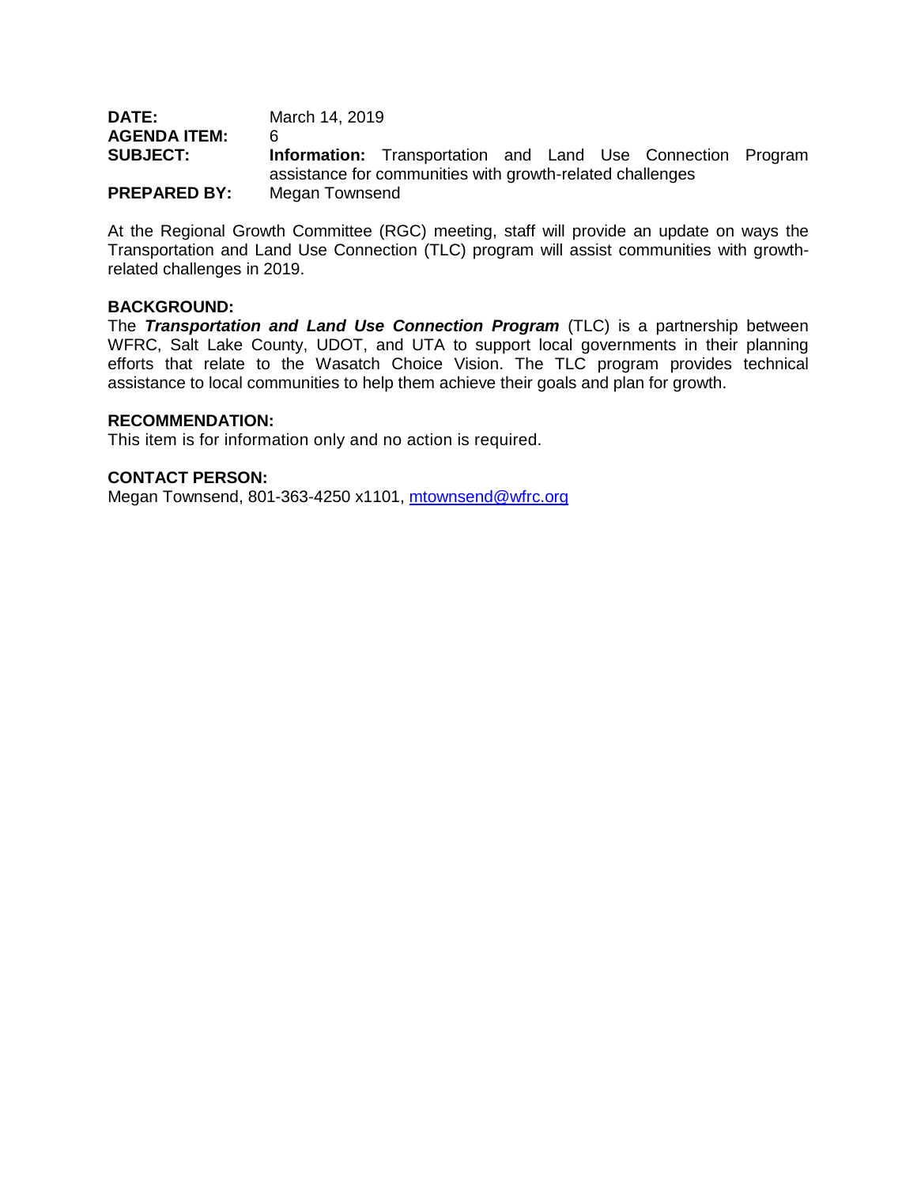**DATE:** March 14, 2019
**AGENDA ITEM:** 6
**SUBJECT:** **Information:** Transportation and Land Use Connection Program assistance for communities with growth-related challenges
**PREPARED BY:** Megan Townsend

At the Regional Growth Committee (RGC) meeting, staff will provide an update on ways the Transportation and Land Use Connection (TLC) program will assist communities with growth-related challenges in 2019.

**BACKGROUND:**
The ***Transportation and Land Use Connection Program*** (TLC) is a partnership between WFRC, Salt Lake County, UDOT, and UTA to support local governments in their planning efforts that relate to the Wasatch Choice Vision. The TLC program provides technical assistance to local communities to help them achieve their goals and plan for growth.

**RECOMMENDATION:**
This item is for information only and no action is required.

**CONTACT PERSON:**
Megan Townsend, 801-363-4250 x1101, mtownsend@wfrc.org